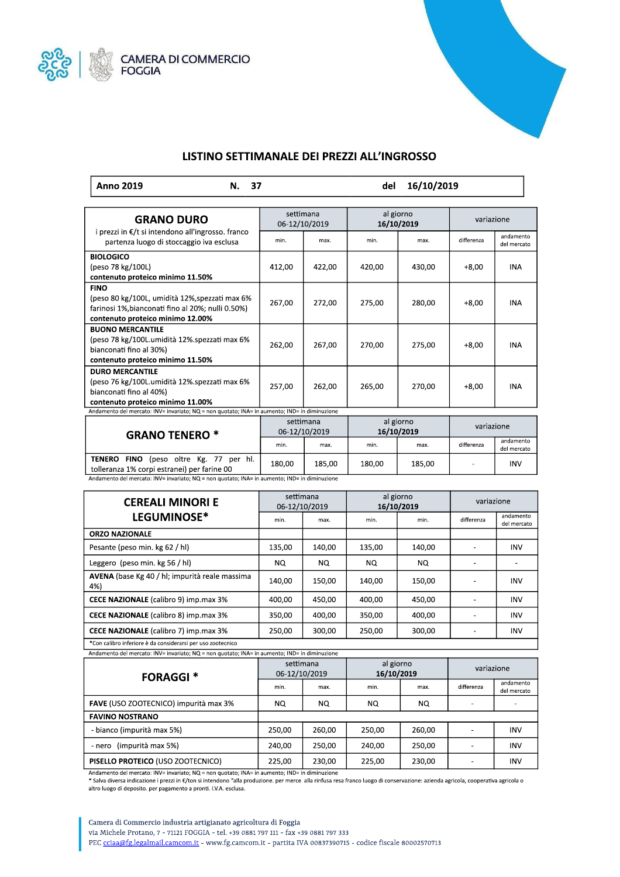CAMERA DI COMMERCIO
FOGGIA

# LISTINO SETTIMANALE DEI PREZZI ALL'INGROSSO

| Anno 2019 | N. 37 | del 16/10/2019 |
|---|---|---|

| GRANO DURO<br>i prezzi in €/t si intendono all'ingrosso. franco partenza luogo di stoccaggio iva esclusa | settimana 06-12/10/2019 | | al giorno 16/10/2019 | | variazione | |
|---|---|---|---|---|---|---|
| | min. | max. | min. | max. | differenza | andamento del mercato |
| **BIOLOGICO**<br>(peso 78 kg/100L)<br>**contenuto proteico minimo 11.50%** | 412,00 | 422,00 | 420,00 | 430,00 | +8,00 | INA |
| **FINO**<br>(peso 80 kg/100L, umidità 12%,spezzati max 6% farinosi 1%,bianconati fino al 20%; nulli 0.50%)<br>**contenuto proteico minimo 12.00%** | 267,00 | 272,00 | 275,00 | 280,00 | +8,00 | INA |
| **BUONO MERCANTILE**<br>(peso 78 kg/100L.umidità 12%.spezzati max 6% bianconati fino al 30%)<br>**contenuto proteico minimo 11.50%** | 262,00 | 267,00 | 270,00 | 275,00 | +8,00 | INA |
| **DURO MERCANTILE**<br>(peso 76 kg/100L.umidità 12%.spezzati max 6% bianconati fino al 40%)<br>**contenuto proteico minimo 11.00%** | 257,00 | 262,00 | 265,00 | 270,00 | +8,00 | INA |

Andamento del mercato: INV= invariato; NQ = non quotato; INA= in aumento; IND= in diminuzione

| GRANO TENERO * | settimana 06-12/10/2019 | | al giorno 16/10/2019 | | variazione | |
|---|---|---|---|---|---|---|
| | min. | max. | min. | max. | differenza | andamento del mercato |
| **TENERO FINO** (peso oltre Kg. 77 per hl. tolleranza 1% corpi estranei) per farine 00 | 180,00 | 185,00 | 180,00 | 185,00 | - | INV |

Andamento del mercato: INV= invariato; NQ = non quotato; INA= in aumento; IND= in diminuzione

| CEREALI MINORI E LEGUMINOSE* | settimana 06-12/10/2019 | | al giorno 16/10/2019 | | variazione | |
|---|---|---|---|---|---|---|
| | min. | max. | min. | min. | differenza | andamento del mercato |
| **ORZO NAZIONALE** | | | | | | |
| Pesante (peso min. kg 62 / hl) | 135,00 | 140,00 | 135,00 | 140,00 | - | INV |
| Leggero (peso min. kg 56 / hl) | NQ | NQ | NQ | NQ | - | - |
| **AVENA** (base Kg 40 / hl; impurità reale massima 4%) | 140,00 | 150,00 | 140,00 | 150,00 | - | INV |
| **CECE NAZIONALE** (calibro 9) imp.max 3% | 400,00 | 450,00 | 400,00 | 450,00 | - | INV |
| **CECE NAZIONALE** (calibro 8) imp.max 3% | 350,00 | 400,00 | 350,00 | 400,00 | - | INV |
| **CECE NAZIONALE** (calibro 7) imp.max 3% | 250,00 | 300,00 | 250,00 | 300,00 | - | INV |

*Con calibro inferiore è da considerarsi per uso zootecnico

Andamento del mercato: INV= invariato; NQ = non quotato; INA= in aumento; IND= in diminuzione

| FORAGGI * | settimana 06-12/10/2019 | | al giorno 16/10/2019 | | variazione | |
|---|---|---|---|---|---|---|
| | min. | max. | min. | max. | differenza | andamento del mercato |
| **FAVE** (USO ZOOTECNICO) impurità max 3% | NQ | NQ | NQ | NQ | - | - |
| **FAVINO NOSTRANO** | | | | | | |
| - bianco (impurità max 5%) | 250,00 | 260,00 | 250,00 | 260,00 | - | INV |
| - nero (impurità max 5%) | 240,00 | 250,00 | 240,00 | 250,00 | - | INV |
| **PISELLO PROTEICO** (USO ZOOTECNICO) | 225,00 | 230,00 | 225,00 | 230,00 | - | INV |

Andamento del mercato: INV= invariato; NQ = non quotato; INA= in aumento; IND= in diminuzione

* Salva diversa indicazione i prezzi in €/ton si intendono "alla produzione. per merce alla rinfusa resa franco luogo di conservazione: azienda agricola, cooperativa agricola o altro luogo di deposito. per pagamento a pronti. I.V.A. esclusa.

Camera di Commercio industria artigianato agricoltura di Foggia
via Michele Protano, 7 - 71121 FOGGIA - tel. +39 0881 797 111 - fax +39 0881 797 333
PEC cciaa@fg.legalmail.camcom.it - www.fg.camcom.it - partita IVA 00837390715 - codice fiscale 80002570713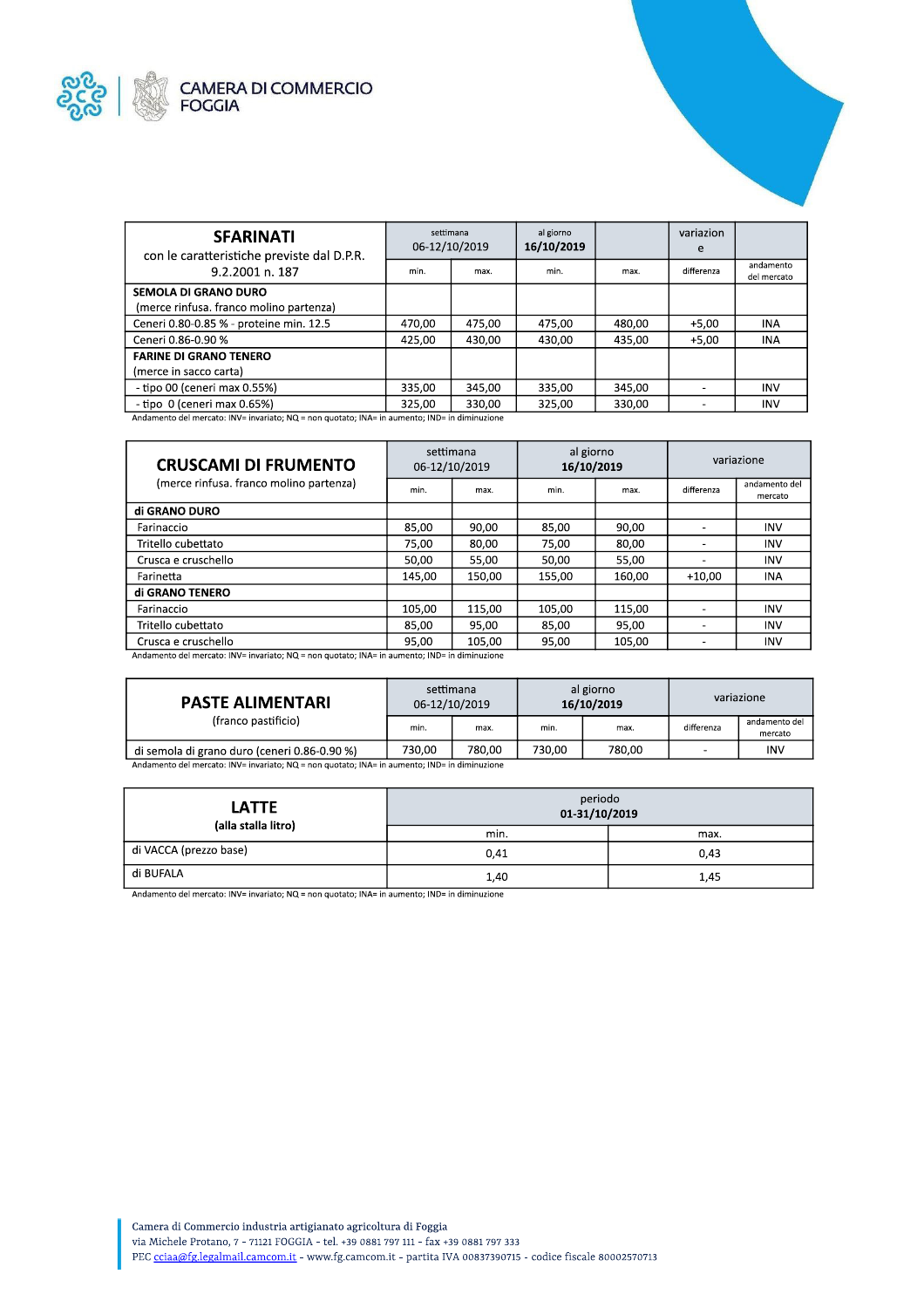CAMERA DI COMMERCIO FOGGIA

| **SFARINATI** con le caratteristiche previste dal D.P.R. 9.2.2001 n. 187 | settimana 06-12/10/2019 | | al giorno **16/10/2019** | | variazione | |
|---|---|---|---|---|---|---|
| | min. | max. | min. | max. | differenza | andamento del mercato |
| **SEMOLA DI GRANO DURO** (merce rinfusa. franco molino partenza) | | | | | | |
| Ceneri 0.80-0.85 % - proteine min. 12.5 | 470,00 | 475,00 | 475,00 | 480,00 | +5,00 | INA |
| Ceneri 0.86-0.90 % | 425,00 | 430,00 | 430,00 | 435,00 | +5,00 | INA |
| **FARINE DI GRANO TENERO** (merce in sacco carta) | | | | | | |
| - tipo 00 (ceneri max 0.55%) | 335,00 | 345,00 | 335,00 | 345,00 | - | INV |
| - tipo 0 (ceneri max 0.65%) | 325,00 | 330,00 | 325,00 | 330,00 | - | INV |

Andamento del mercato: INV= invariato; NQ = non quotato; INA= in aumento; IND= in diminuzione

| **CRUSCAMI DI FRUMENTO** (merce rinfusa. franco molino partenza) | settimana 06-12/10/2019 | | al giorno **16/10/2019** | | variazione | |
|---|---|---|---|---|---|---|
| | min. | max. | min. | max. | differenza | andamento del mercato |
| **di GRANO DURO** | | | | | | |
| Farinaccio | 85,00 | 90,00 | 85,00 | 90,00 | - | INV |
| Tritello cubettato | 75,00 | 80,00 | 75,00 | 80,00 | - | INV |
| Crusca e cruschello | 50,00 | 55,00 | 50,00 | 55,00 | - | INV |
| Farinetta | 145,00 | 150,00 | 155,00 | 160,00 | +10,00 | INA |
| **di GRANO TENERO** | | | | | | |
| Farinaccio | 105,00 | 115,00 | 105,00 | 115,00 | - | INV |
| Tritello cubettato | 85,00 | 95,00 | 85,00 | 95,00 | - | INV |
| Crusca e cruschello | 95,00 | 105,00 | 95,00 | 105,00 | - | INV |

Andamento del mercato: INV= invariato; NQ = non quotato; INA= in aumento; IND= in diminuzione

| **PASTE ALIMENTARI** (franco pastificio) | settimana 06-12/10/2019 | | al giorno **16/10/2019** | | variazione | |
|---|---|---|---|---|---|---|
| | min. | max. | min. | max. | differenza | andamento del mercato |
| di semola di grano duro (ceneri 0.86-0.90 %) | 730,00 | 780,00 | 730,00 | 780,00 | - | INV |

Andamento del mercato: INV= invariato; NQ = non quotato; INA= in aumento; IND= in diminuzione

| **LATTE** **(alla stalla litro)** | periodo **01-31/10/2019** | |
|---|---|---|
| | min. | max. |
| di VACCA (prezzo base) | 0,41 | 0,43 |
| di BUFALA | 1,40 | 1,45 |

Andamento del mercato: INV= invariato; NQ = non quotato; INA= in aumento; IND= in diminuzione

Camera di Commercio industria artigianato agricoltura di Foggia
via Michele Protano, 7 - 71121 FOGGIA - tel. +39 0881 797 111 - fax +39 0881 797 333
PEC cciaa@fg.legalmail.camcom.it - www.fg.camcom.it - partita IVA 00837390715 - codice fiscale 80002570713